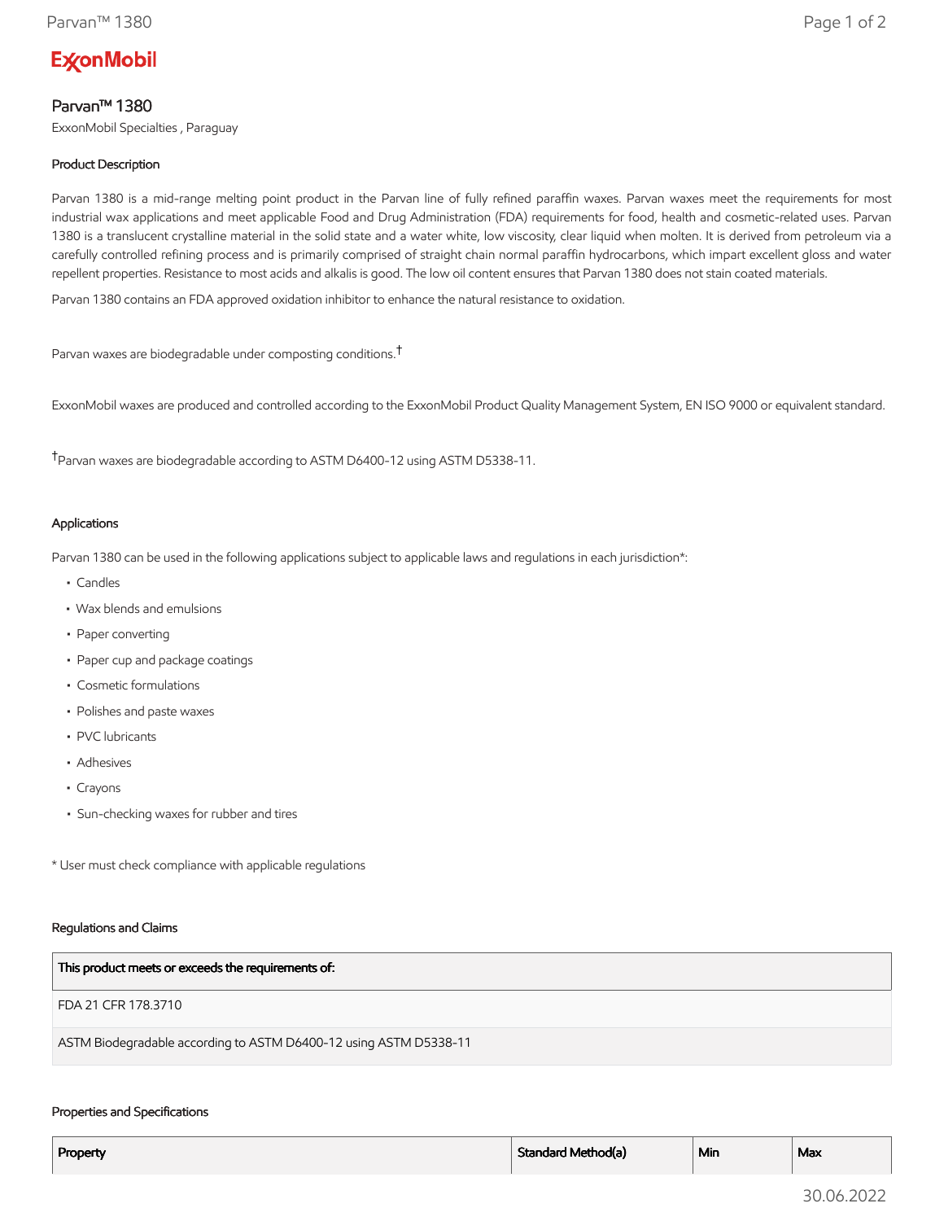ExxonMobil

# Parvan™ 1380

ExxonMobil Specialties , Paraguay

## Product Description

Parvan 1380 is a mid-range melting point product in the Parvan line of fully refined paraffin waxes. Parvan waxes meet the requirements for most industrial wax applications and meet applicable Food and Drug Administration (FDA) requirements for food, health and cosmetic-related uses. Parvan 1380 is a translucent crystalline material in the solid state and a water white, low viscosity, clear liquid when molten. It is derived from petroleum via a carefully controlled refining process and is primarily comprised of straight chain normal paraffin hydrocarbons, which impart excellent gloss and water repellent properties. Resistance to most acids and alkalis is good. The low oil content ensures that Parvan 1380 does not stain coated materials.

Parvan 1380 contains an FDA approved oxidation inhibitor to enhance the natural resistance to oxidation.

Parvan waxes are biodegradable under composting conditions.†

ExxonMobil waxes are produced and controlled according to the ExxonMobil Product Quality Management System, EN ISO 9000 or equivalent standard.

†Parvan waxes are biodegradable according to ASTM D6400-12 using ASTM D5338-11.

## Applications

Parvan 1380 can be used in the following applications subject to applicable laws and regulations in each jurisdiction*:

- Candles
- Wax blends and emulsions
- Paper converting
- Paper cup and package coatings
- Cosmetic formulations
- Polishes and paste waxes
- PVC lubricants
- Adhesives
- Crayons
- Sun-checking waxes for rubber and tires

* User must check compliance with applicable regulations

## Regulations and Claims

| This product meets or exceeds the requirements of: |
|---|
| FDA 21 CFR 178.3710 |
| ASTM Biodegradable according to ASTM D6400-12 using ASTM D5338-11 |

## Properties and Specifications

| Property | Standard Method(a) | Min | Max |
|---|---|---|---|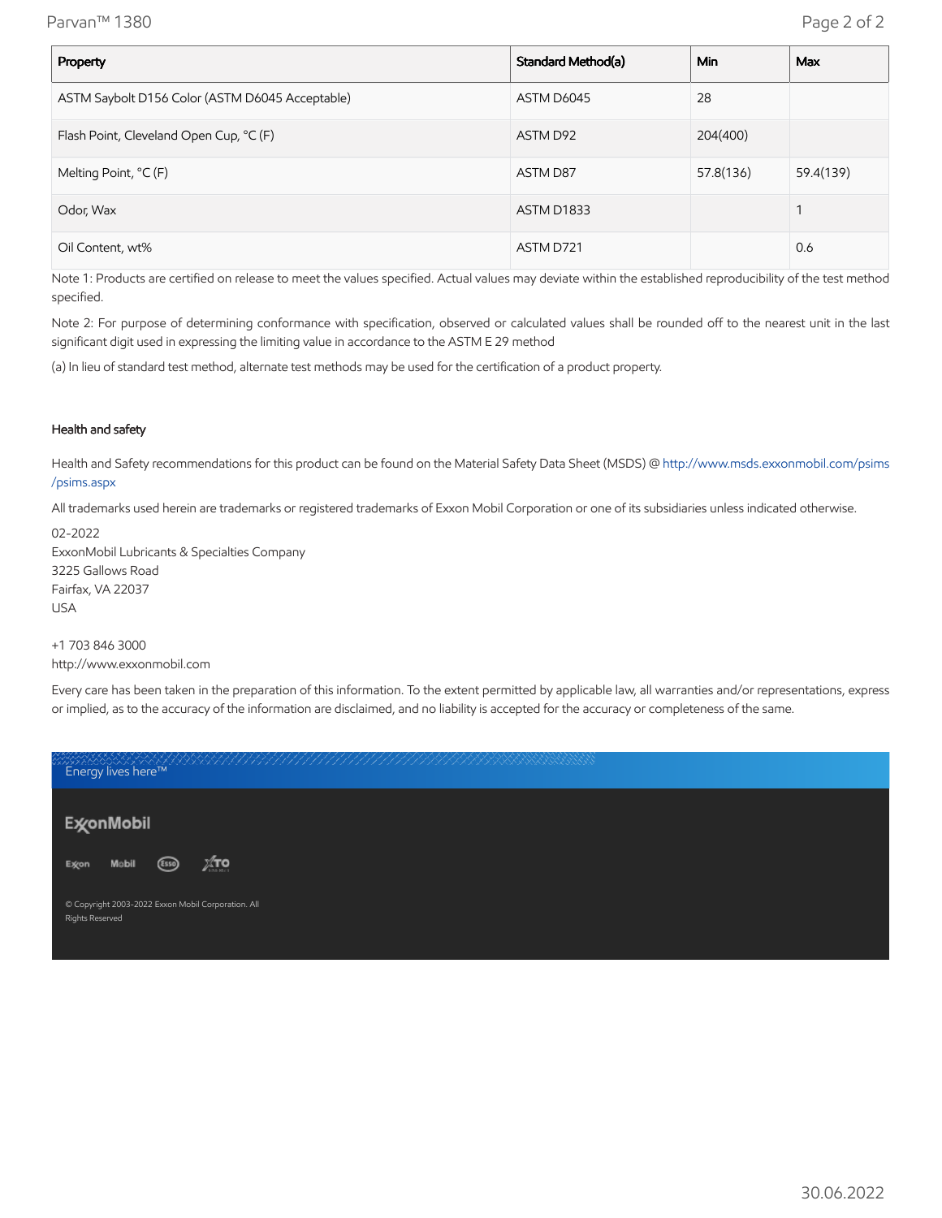| Property | Standard Method(a) | Min | Max |
| --- | --- | --- | --- |
| ASTM Saybolt D156 Color (ASTM D6045 Acceptable) | ASTM D6045 | 28 | |
| Flash Point, Cleveland Open Cup, °C (F) | ASTM D92 | 204(400) | |
| Melting Point, °C (F) | ASTM D87 | 57.8(136) | 59.4(139) |
| Odor, Wax | ASTM D1833 | | 1 |
| Oil Content, wt% | ASTM D721 | | 0.6 |

Note 1: Products are certified on release to meet the values specified. Actual values may deviate within the established reproducibility of the test method specified.

Note 2: For purpose of determining conformance with specification, observed or calculated values shall be rounded off to the nearest unit in the last significant digit used in expressing the limiting value in accordance to the ASTM E 29 method

(a) In lieu of standard test method, alternate test methods may be used for the certification of a product property.

### Health and safety

Health and Safety recommendations for this product can be found on the Material Safety Data Sheet (MSDS) @ http://www.msds.exxonmobil.com/psims/psims.aspx

All trademarks used herein are trademarks or registered trademarks of Exxon Mobil Corporation or one of its subsidiaries unless indicated otherwise.

02-2022
ExxonMobil Lubricants & Specialties Company
3225 Gallows Road
Fairfax, VA 22037
USA

+1 703 846 3000
http://www.exxonmobil.com

Every care has been taken in the preparation of this information. To the extent permitted by applicable law, all warranties and/or representations, express or implied, as to the accuracy of the information are disclaimed, and no liability is accepted for the accuracy or completeness of the same.

Energy lives here™

ExxonMobil

Exxon Mobil Esso XTO

© Copyright 2003-2022 Exxon Mobil Corporation. All Rights Reserved

30.06.2022